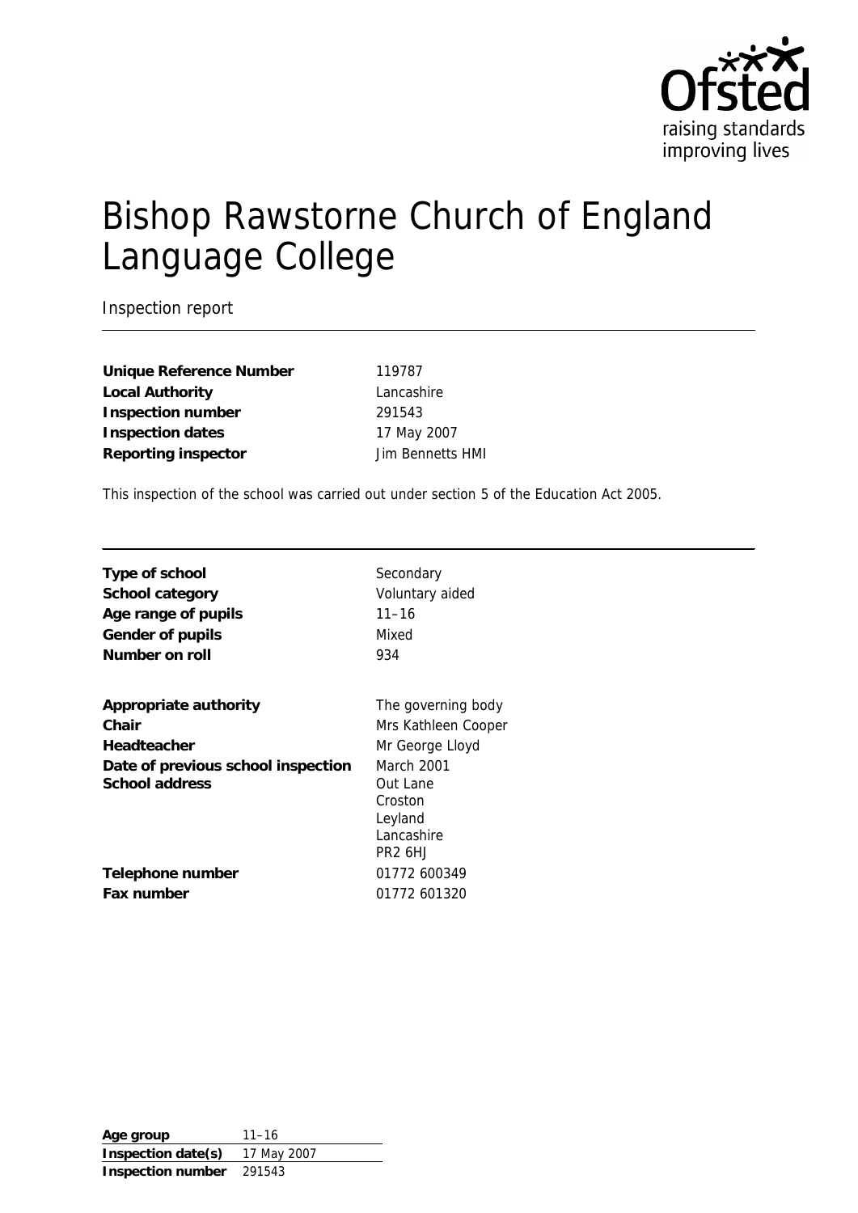Ofsted
raising standards
improving lives

# Bishop Rawstorne Church of England Language College

Inspection report

| | |
|---|---|
| **Unique Reference Number** | 119787 |
| **Local Authority** | Lancashire |
| **Inspection number** | 291543 |
| **Inspection dates** | 17 May 2007 |
| **Reporting inspector** | Jim Bennetts HMI |

This inspection of the school was carried out under section 5 of the Education Act 2005.

| | |
|---|---|
| **Type of school** | Secondary |
| **School category** | Voluntary aided |
| **Age range of pupils** | 11–16 |
| **Gender of pupils** | Mixed |
| **Number on roll** | 934 |
| | |
| **Appropriate authority** | The governing body |
| **Chair** | Mrs Kathleen Cooper |
| **Headteacher** | Mr George Lloyd |
| **Date of previous school inspection** | March 2001 |
| **School address** | Out Lane<br>Croston<br>Leyland<br>Lancashire<br>PR2 6HJ |
| **Telephone number** | 01772 600349 |
| **Fax number** | 01772 601320 |

| | |
|---|---|
| **Age group** | 11–16 |
| **Inspection date(s)** | 17 May 2007 |
| **Inspection number** | 291543 |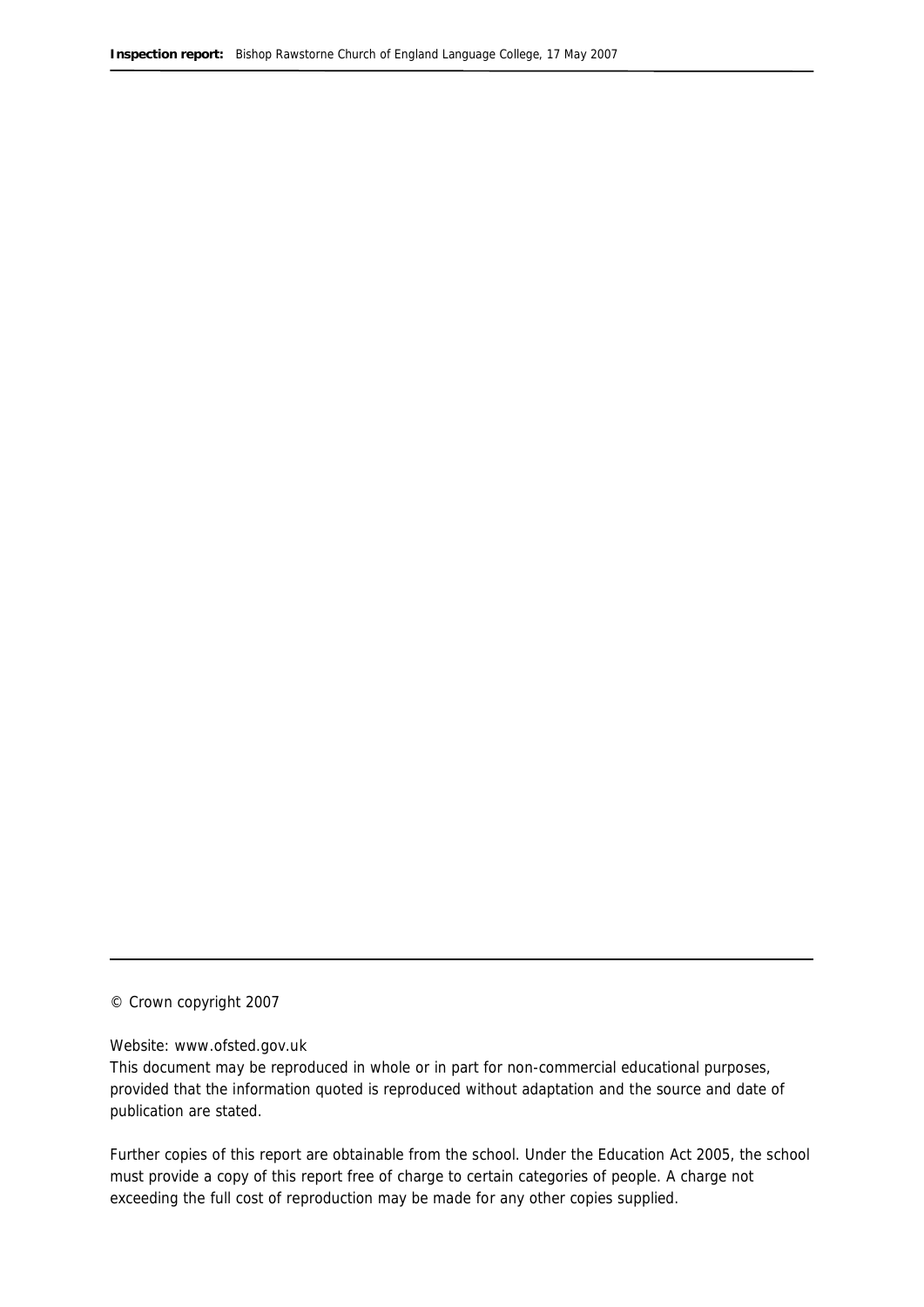© Crown copyright 2007

Website: www.ofsted.gov.uk

This document may be reproduced in whole or in part for non-commercial educational purposes, provided that the information quoted is reproduced without adaptation and the source and date of publication are stated.

Further copies of this report are obtainable from the school. Under the Education Act 2005, the school must provide a copy of this report free of charge to certain categories of people. A charge not exceeding the full cost of reproduction may be made for any other copies supplied.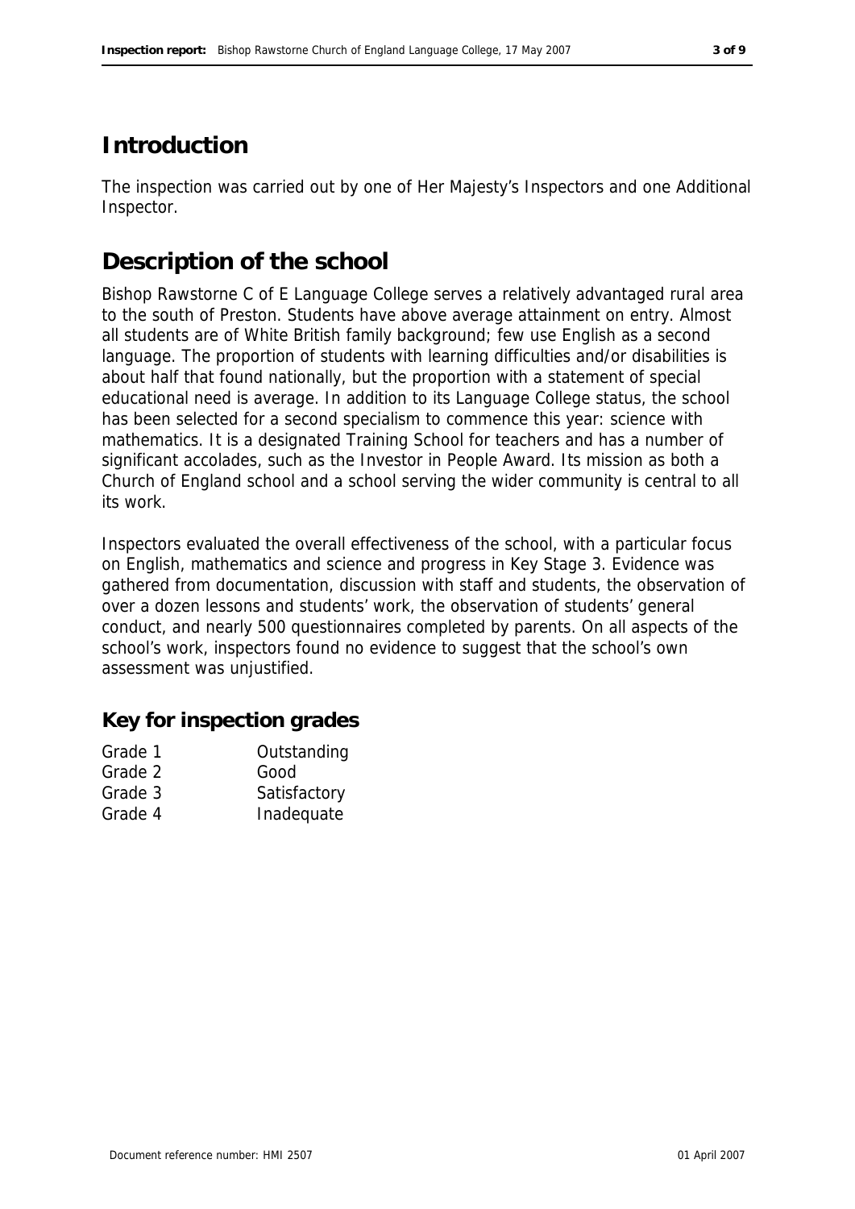# Introduction

The inspection was carried out by one of Her Majesty's Inspectors and one Additional Inspector.

# Description of the school

Bishop Rawstorne C of E Language College serves a relatively advantaged rural area to the south of Preston. Students have above average attainment on entry. Almost all students are of White British family background; few use English as a second language. The proportion of students with learning difficulties and/or disabilities is about half that found nationally, but the proportion with a statement of special educational need is average. In addition to its Language College status, the school has been selected for a second specialism to commence this year: science with mathematics. It is a designated Training School for teachers and has a number of significant accolades, such as the Investor in People Award. Its mission as both a Church of England school and a school serving the wider community is central to all its work.

Inspectors evaluated the overall effectiveness of the school, with a particular focus on English, mathematics and science and progress in Key Stage 3. Evidence was gathered from documentation, discussion with staff and students, the observation of over a dozen lessons and students' work, the observation of students' general conduct, and nearly 500 questionnaires completed by parents. On all aspects of the school's work, inspectors found no evidence to suggest that the school's own assessment was unjustified.

## Key for inspection grades

| | |
|---|---|
| Grade 1 | Outstanding |
| Grade 2 | Good |
| Grade 3 | Satisfactory |
| Grade 4 | Inadequate |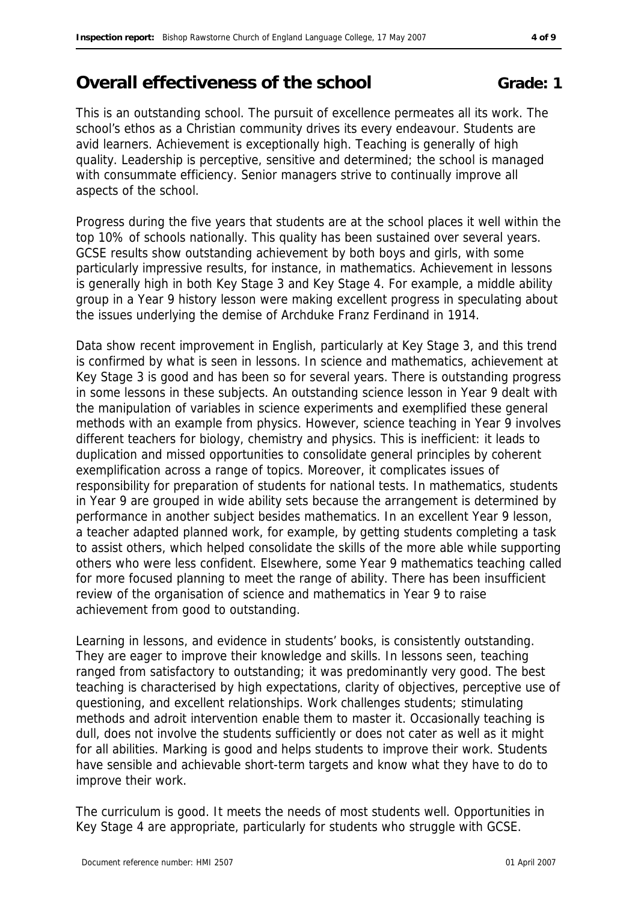## Overall effectiveness of the school **Grade: 1**

This is an outstanding school. The pursuit of excellence permeates all its work. The school's ethos as a Christian community drives its every endeavour. Students are avid learners. Achievement is exceptionally high. Teaching is generally of high quality. Leadership is perceptive, sensitive and determined; the school is managed with consummate efficiency. Senior managers strive to continually improve all aspects of the school.

Progress during the five years that students are at the school places it well within the top 10% of schools nationally. This quality has been sustained over several years. GCSE results show outstanding achievement by both boys and girls, with some particularly impressive results, for instance, in mathematics. Achievement in lessons is generally high in both Key Stage 3 and Key Stage 4. For example, a middle ability group in a Year 9 history lesson were making excellent progress in speculating about the issues underlying the demise of Archduke Franz Ferdinand in 1914.

Data show recent improvement in English, particularly at Key Stage 3, and this trend is confirmed by what is seen in lessons. In science and mathematics, achievement at Key Stage 3 is good and has been so for several years. There is outstanding progress in some lessons in these subjects. An outstanding science lesson in Year 9 dealt with the manipulation of variables in science experiments and exemplified these general methods with an example from physics. However, science teaching in Year 9 involves different teachers for biology, chemistry and physics. This is inefficient: it leads to duplication and missed opportunities to consolidate general principles by coherent exemplification across a range of topics. Moreover, it complicates issues of responsibility for preparation of students for national tests. In mathematics, students in Year 9 are grouped in wide ability sets because the arrangement is determined by performance in another subject besides mathematics. In an excellent Year 9 lesson, a teacher adapted planned work, for example, by getting students completing a task to assist others, which helped consolidate the skills of the more able while supporting others who were less confident. Elsewhere, some Year 9 mathematics teaching called for more focused planning to meet the range of ability. There has been insufficient review of the organisation of science and mathematics in Year 9 to raise achievement from good to outstanding.

Learning in lessons, and evidence in students' books, is consistently outstanding. They are eager to improve their knowledge and skills. In lessons seen, teaching ranged from satisfactory to outstanding; it was predominantly very good. The best teaching is characterised by high expectations, clarity of objectives, perceptive use of questioning, and excellent relationships. Work challenges students; stimulating methods and adroit intervention enable them to master it. Occasionally teaching is dull, does not involve the students sufficiently or does not cater as well as it might for all abilities. Marking is good and helps students to improve their work. Students have sensible and achievable short-term targets and know what they have to do to improve their work.

The curriculum is good. It meets the needs of most students well. Opportunities in Key Stage 4 are appropriate, particularly for students who struggle with GCSE.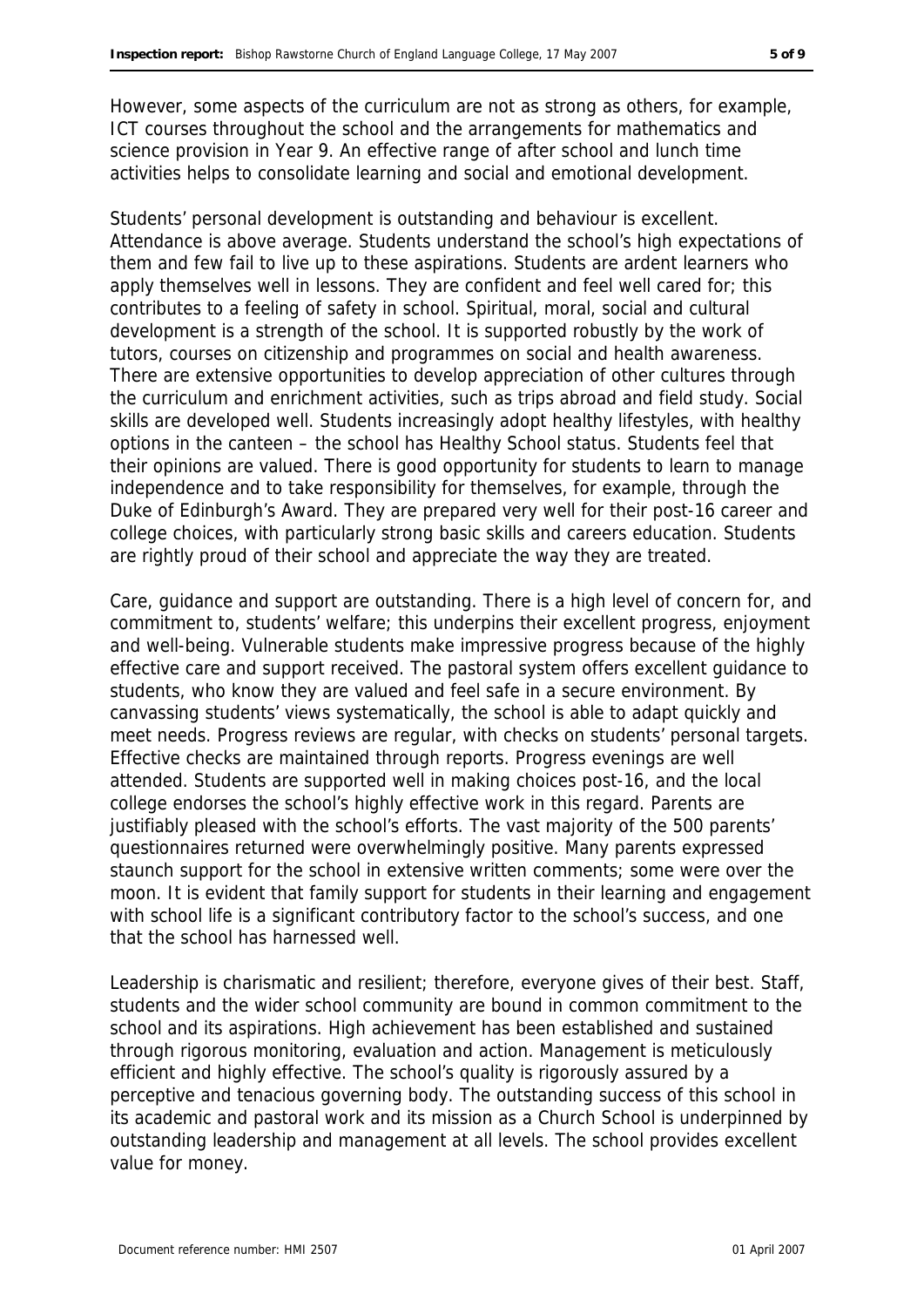However, some aspects of the curriculum are not as strong as others, for example, ICT courses throughout the school and the arrangements for mathematics and science provision in Year 9. An effective range of after school and lunch time activities helps to consolidate learning and social and emotional development.

Students' personal development is outstanding and behaviour is excellent. Attendance is above average. Students understand the school's high expectations of them and few fail to live up to these aspirations. Students are ardent learners who apply themselves well in lessons. They are confident and feel well cared for; this contributes to a feeling of safety in school. Spiritual, moral, social and cultural development is a strength of the school. It is supported robustly by the work of tutors, courses on citizenship and programmes on social and health awareness. There are extensive opportunities to develop appreciation of other cultures through the curriculum and enrichment activities, such as trips abroad and field study. Social skills are developed well. Students increasingly adopt healthy lifestyles, with healthy options in the canteen – the school has Healthy School status. Students feel that their opinions are valued. There is good opportunity for students to learn to manage independence and to take responsibility for themselves, for example, through the Duke of Edinburgh's Award. They are prepared very well for their post-16 career and college choices, with particularly strong basic skills and careers education. Students are rightly proud of their school and appreciate the way they are treated.

Care, guidance and support are outstanding. There is a high level of concern for, and commitment to, students' welfare; this underpins their excellent progress, enjoyment and well-being. Vulnerable students make impressive progress because of the highly effective care and support received. The pastoral system offers excellent guidance to students, who know they are valued and feel safe in a secure environment. By canvassing students' views systematically, the school is able to adapt quickly and meet needs. Progress reviews are regular, with checks on students' personal targets. Effective checks are maintained through reports. Progress evenings are well attended. Students are supported well in making choices post-16, and the local college endorses the school's highly effective work in this regard. Parents are justifiably pleased with the school's efforts. The vast majority of the 500 parents' questionnaires returned were overwhelmingly positive. Many parents expressed staunch support for the school in extensive written comments; some were over the moon. It is evident that family support for students in their learning and engagement with school life is a significant contributory factor to the school's success, and one that the school has harnessed well.

Leadership is charismatic and resilient; therefore, everyone gives of their best. Staff, students and the wider school community are bound in common commitment to the school and its aspirations. High achievement has been established and sustained through rigorous monitoring, evaluation and action. Management is meticulously efficient and highly effective. The school's quality is rigorously assured by a perceptive and tenacious governing body. The outstanding success of this school in its academic and pastoral work and its mission as a Church School is underpinned by outstanding leadership and management at all levels. The school provides excellent value for money.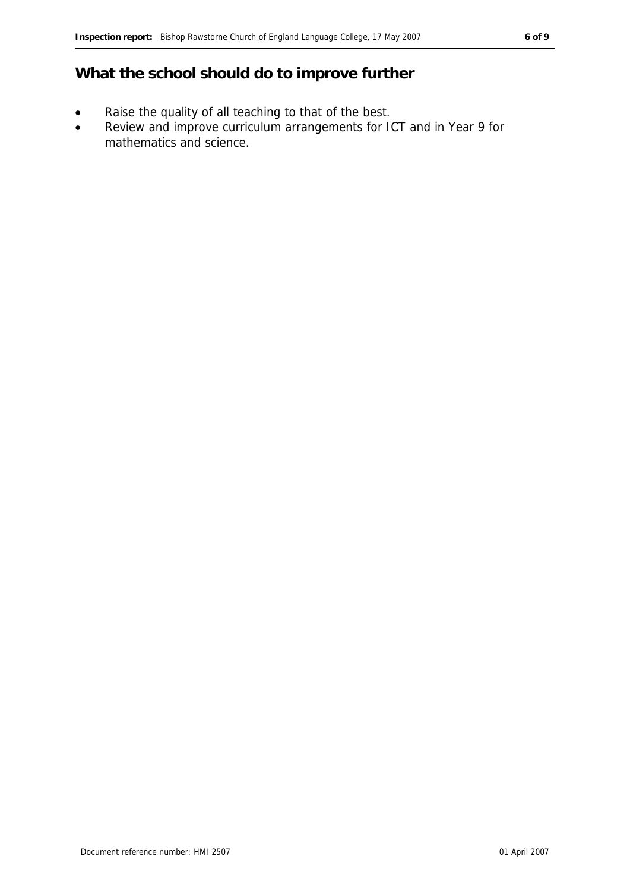## What the school should do to improve further

- Raise the quality of all teaching to that of the best.
- Review and improve curriculum arrangements for ICT and in Year 9 for mathematics and science.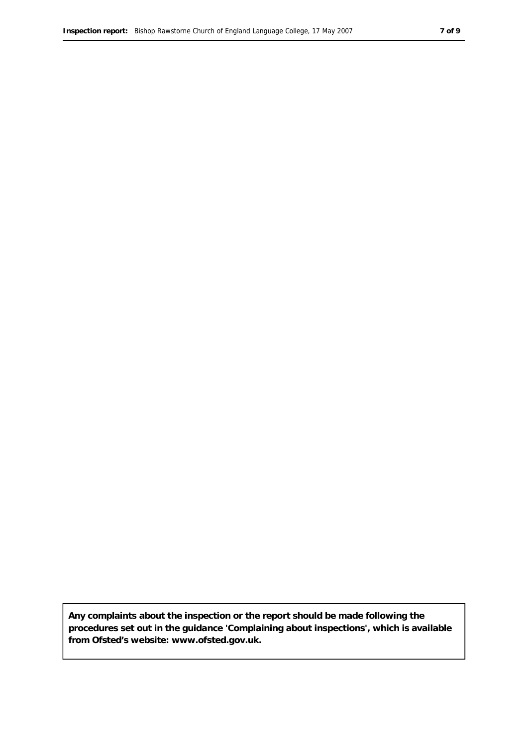**Any complaints about the inspection or the report should be made following the procedures set out in the guidance 'Complaining about inspections', which is available from Ofsted's website: www.ofsted.gov.uk.**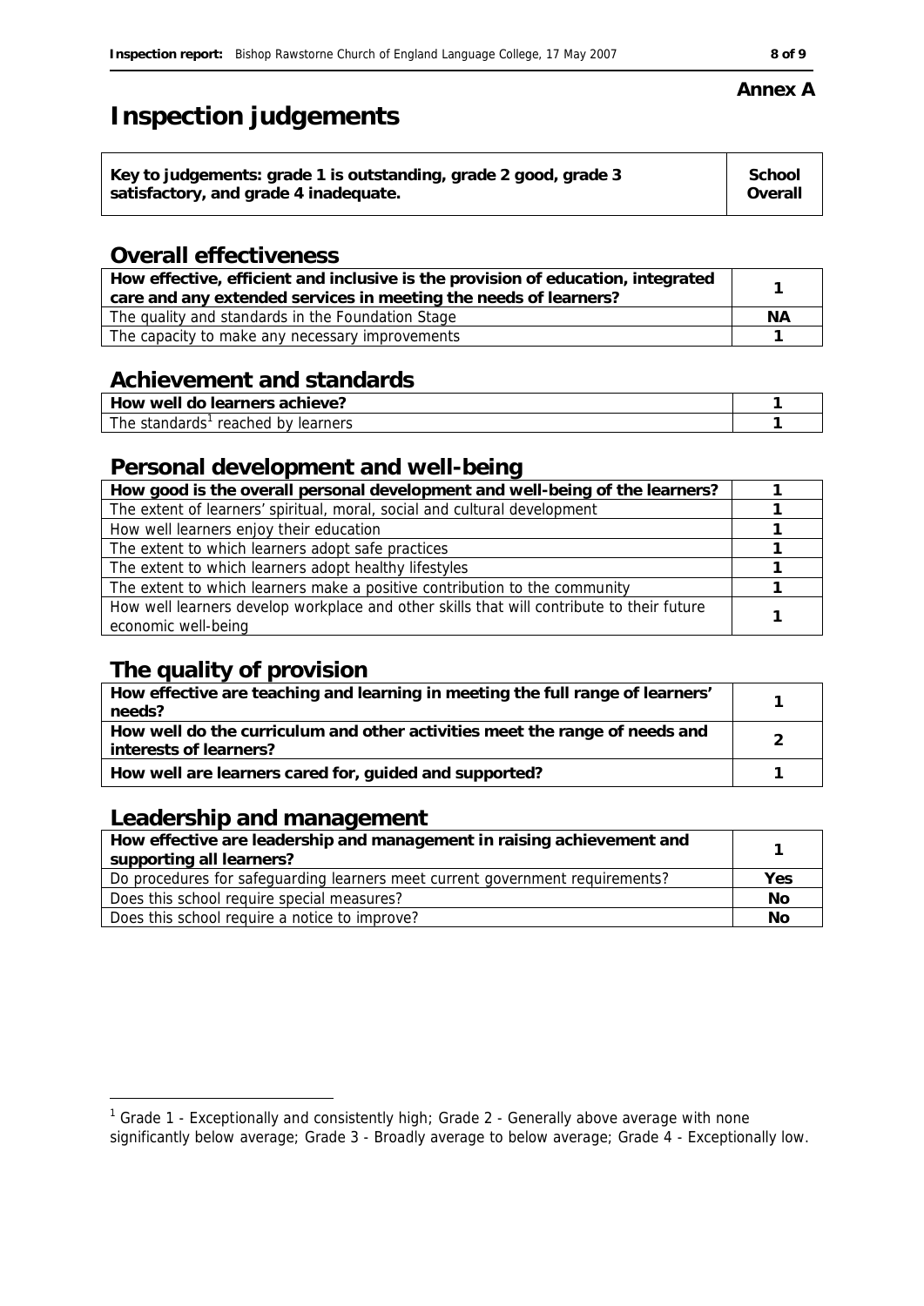Annex A

# Inspection judgements

| Key to judgements: grade 1 is outstanding, grade 2 good, grade 3 satisfactory, and grade 4 inadequate. | School Overall |
|---|---|

## Overall effectiveness

| | |
|---|---|
| **How effective, efficient and inclusive is the provision of education, integrated care and any extended services in meeting the needs of learners?** | 1 |
| The quality and standards in the Foundation Stage | NA |
| The capacity to make any necessary improvements | 1 |

## Achievement and standards

| | |
|---|---|
| **How well do learners achieve?** | 1 |
| The standards[1] reached by learners | 1 |

## Personal development and well-being

| | |
|---|---|
| **How good is the overall personal development and well-being of the learners?** | 1 |
| The extent of learners' spiritual, moral, social and cultural development | 1 |
| How well learners enjoy their education | 1 |
| The extent to which learners adopt safe practices | 1 |
| The extent to which learners adopt healthy lifestyles | 1 |
| The extent to which learners make a positive contribution to the community | 1 |
| How well learners develop workplace and other skills that will contribute to their future economic well-being | 1 |

## The quality of provision

| | |
|---|---|
| **How effective are teaching and learning in meeting the full range of learners' needs?** | 1 |
| **How well do the curriculum and other activities meet the range of needs and interests of learners?** | 2 |
| **How well are learners cared for, guided and supported?** | 1 |

## Leadership and management

| | |
|---|---|
| **How effective are leadership and management in raising achievement and supporting all learners?** | 1 |
| Do procedures for safeguarding learners meet current government requirements? | Yes |
| Does this school require special measures? | No |
| Does this school require a notice to improve? | No |

[1] Grade 1 - Exceptionally and consistently high; Grade 2 - Generally above average with none significantly below average; Grade 3 - Broadly average to below average; Grade 4 - Exceptionally low.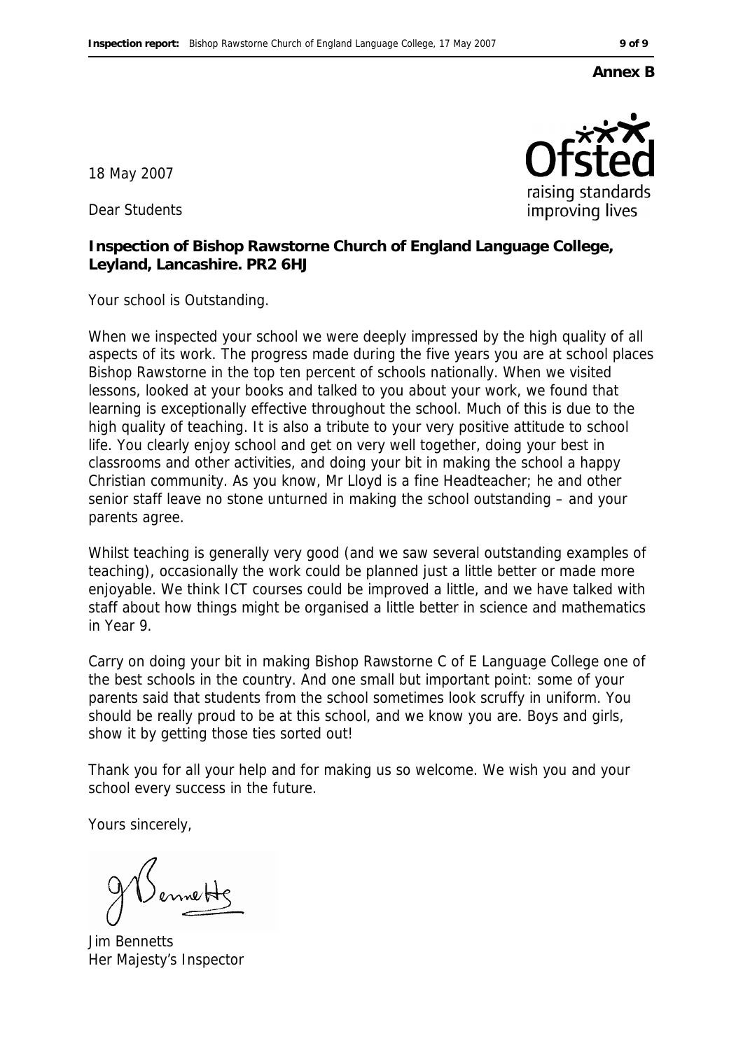**Annex B**

Ofsted
raising standards
improving lives

18 May 2007

Dear Students

**Inspection of Bishop Rawstorne Church of England Language College, Leyland, Lancashire. PR2 6HJ**

Your school is Outstanding.

When we inspected your school we were deeply impressed by the high quality of all aspects of its work. The progress made during the five years you are at school places Bishop Rawstorne in the top ten percent of schools nationally. When we visited lessons, looked at your books and talked to you about your work, we found that learning is exceptionally effective throughout the school. Much of this is due to the high quality of teaching. It is also a tribute to your very positive attitude to school life. You clearly enjoy school and get on very well together, doing your best in classrooms and other activities, and doing your bit in making the school a happy Christian community. As you know, Mr Lloyd is a fine Headteacher; he and other senior staff leave no stone unturned in making the school outstanding – and your parents agree.

Whilst teaching is generally very good (and we saw several outstanding examples of teaching), occasionally the work could be planned just a little better or made more enjoyable. We think ICT courses could be improved a little, and we have talked with staff about how things might be organised a little better in science and mathematics in Year 9.

Carry on doing your bit in making Bishop Rawstorne C of E Language College one of the best schools in the country. And one small but important point: some of your parents said that students from the school sometimes look scruffy in uniform. You should be really proud to be at this school, and we know you are. Boys and girls, show it by getting those ties sorted out!

Thank you for all your help and for making us so welcome. We wish you and your school every success in the future.

Yours sincerely,

J Bennetts

Jim Bennetts
Her Majesty's Inspector